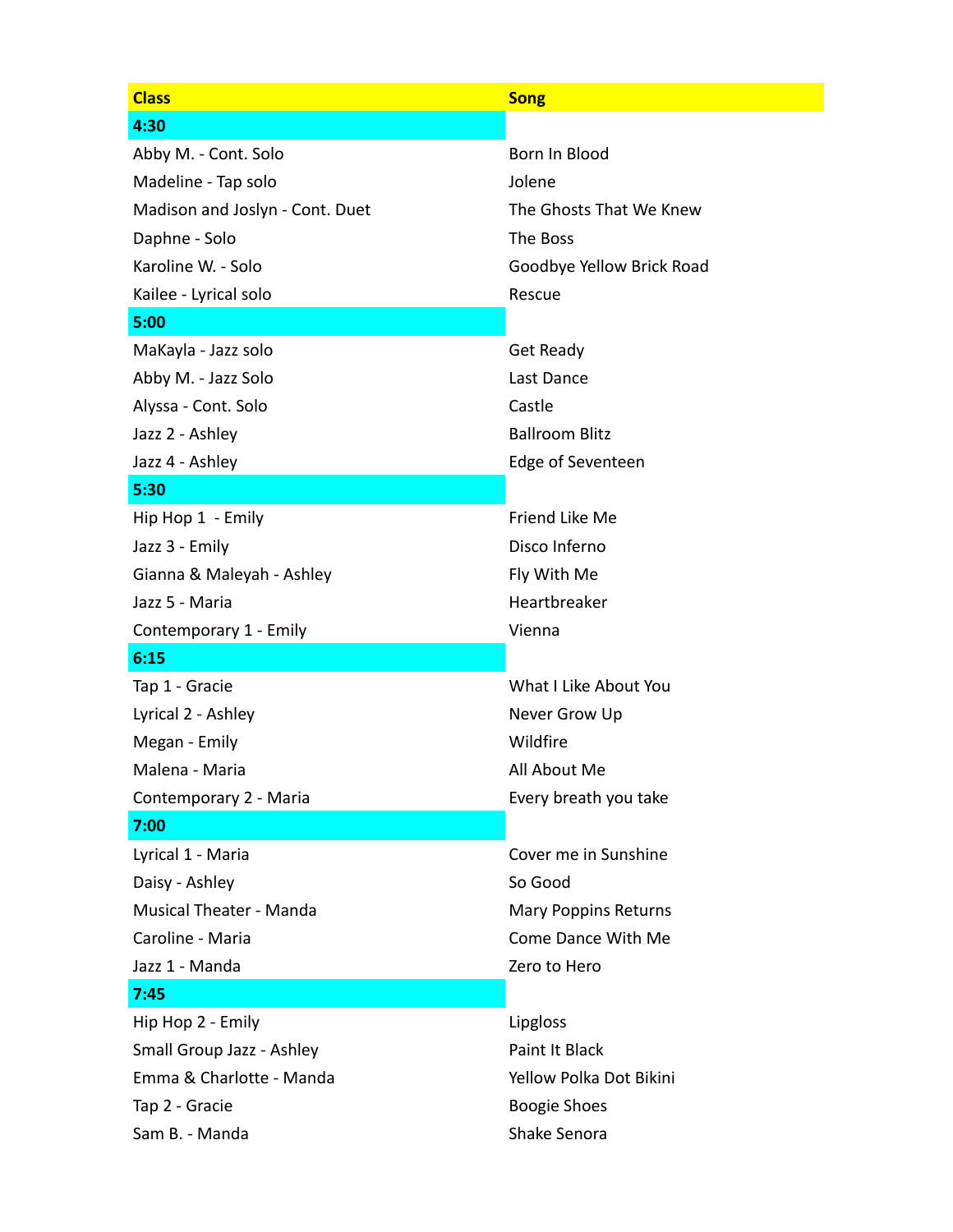| Class | Song |
| --- | --- |
| **4:30** | |
| Abby M. - Cont. Solo | Born In Blood |
| Madeline - Tap solo | Jolene |
| Madison and Joslyn - Cont. Duet | The Ghosts That We Knew |
| Daphne - Solo | The Boss |
| Karoline W. - Solo | Goodbye Yellow Brick Road |
| Kailee - Lyrical solo | Rescue |
| **5:00** | |
| MaKayla - Jazz solo | Get Ready |
| Abby M. - Jazz Solo | Last Dance |
| Alyssa - Cont. Solo | Castle |
| Jazz 2 - Ashley | Ballroom Blitz |
| Jazz 4 - Ashley | Edge of Seventeen |
| **5:30** | |
| Hip Hop 1 - Emily | Friend Like Me |
| Jazz 3 - Emily | Disco Inferno |
| Gianna & Maleyah - Ashley | Fly With Me |
| Jazz 5 - Maria | Heartbreaker |
| Contemporary 1 - Emily | Vienna |
| **6:15** | |
| Tap 1 - Gracie | What I Like About You |
| Lyrical 2 - Ashley | Never Grow Up |
| Megan - Emily | Wildfire |
| Malena - Maria | All About Me |
| Contemporary 2 - Maria | Every breath you take |
| **7:00** | |
| Lyrical 1 - Maria | Cover me in Sunshine |
| Daisy - Ashley | So Good |
| Musical Theater - Manda | Mary Poppins Returns |
| Caroline - Maria | Come Dance With Me |
| Jazz 1 - Manda | Zero to Hero |
| **7:45** | |
| Hip Hop 2 - Emily | Lipgloss |
| Small Group Jazz - Ashley | Paint It Black |
| Emma & Charlotte - Manda | Yellow Polka Dot Bikini |
| Tap 2 - Gracie | Boogie Shoes |
| Sam B. - Manda | Shake Senora |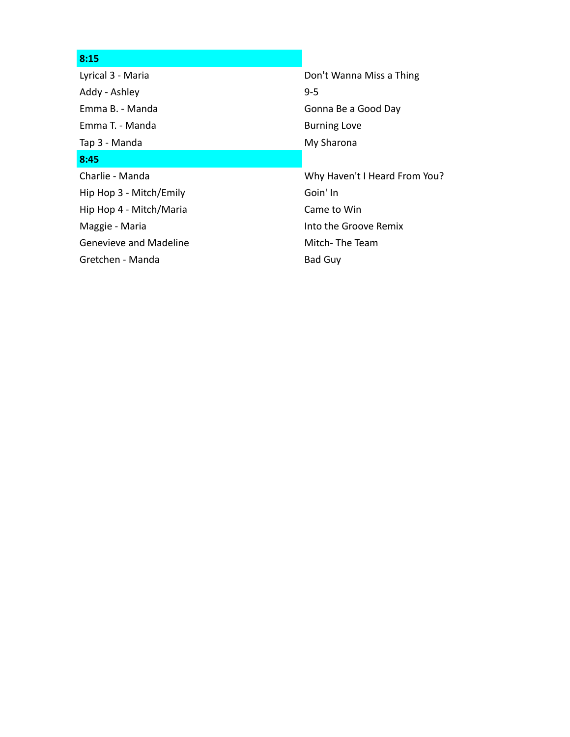| | |
|---|---|
| **8:15** | |
| Lyrical 3 - Maria | Don't Wanna Miss a Thing |
| Addy - Ashley | 9-5 |
| Emma B. - Manda | Gonna Be a Good Day |
| Emma T. - Manda | Burning Love |
| Tap 3 - Manda | My Sharona |
| **8:45** | |
| Charlie - Manda | Why Haven't I Heard From You? |
| Hip Hop 3 - Mitch/Emily | Goin' In |
| Hip Hop 4 - Mitch/Maria | Came to Win |
| Maggie - Maria | Into the Groove Remix |
| Genevieve and Madeline | Mitch- The Team |
| Gretchen - Manda | Bad Guy |